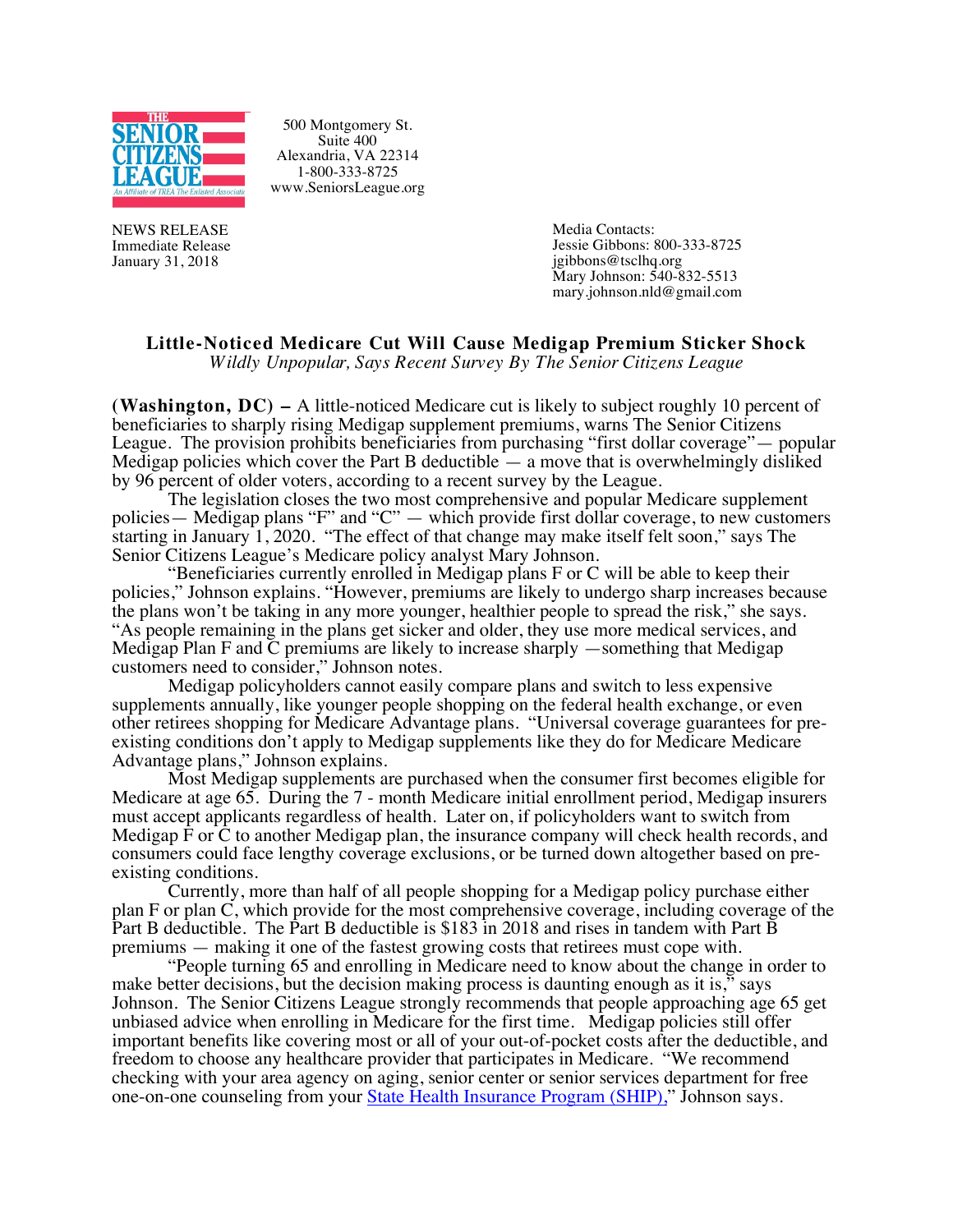THE SENIOR CITIZENS LEAGUE
An Affiliate of TREA The Enlisted Association

500 Montgomery St.
Suite 400
Alexandria, VA 22314
1-800-333-8725
www.SeniorsLeague.org

NEWS RELEASE
Immediate Release
January 31, 2018

Media Contacts:
Jessie Gibbons: 800-333-8725
jgibbons@tsclhq.org
Mary Johnson: 540-832-5513
mary.johnson.nld@gmail.com

## Little-Noticed Medicare Cut Will Cause Medigap Premium Sticker Shock

*Wildly Unpopular, Says Recent Survey By The Senior Citizens League*

**(Washington, DC) –** A little-noticed Medicare cut is likely to subject roughly 10 percent of beneficiaries to sharply rising Medigap supplement premiums, warns The Senior Citizens League. The provision prohibits beneficiaries from purchasing "first dollar coverage"— popular Medigap policies which cover the Part B deductible — a move that is overwhelmingly disliked by 96 percent of older voters, according to a recent survey by the League.

The legislation closes the two most comprehensive and popular Medicare supplement policies— Medigap plans "F" and "C" — which provide first dollar coverage, to new customers starting in January 1, 2020. "The effect of that change may make itself felt soon," says The Senior Citizens League's Medicare policy analyst Mary Johnson.

"Beneficiaries currently enrolled in Medigap plans F or C will be able to keep their policies," Johnson explains. "However, premiums are likely to undergo sharp increases because the plans won't be taking in any more younger, healthier people to spread the risk," she says. "As people remaining in the plans get sicker and older, they use more medical services, and Medigap Plan F and C premiums are likely to increase sharply —something that Medigap customers need to consider," Johnson notes.

Medigap policyholders cannot easily compare plans and switch to less expensive supplements annually, like younger people shopping on the federal health exchange, or even other retirees shopping for Medicare Advantage plans. "Universal coverage guarantees for pre-existing conditions don't apply to Medigap supplements like they do for Medicare Medicare Advantage plans," Johnson explains.

Most Medigap supplements are purchased when the consumer first becomes eligible for Medicare at age 65. During the 7 - month Medicare initial enrollment period, Medigap insurers must accept applicants regardless of health. Later on, if policyholders want to switch from Medigap F or C to another Medigap plan, the insurance company will check health records, and consumers could face lengthy coverage exclusions, or be turned down altogether based on pre-existing conditions.

Currently, more than half of all people shopping for a Medigap policy purchase either plan F or plan C, which provide for the most comprehensive coverage, including coverage of the Part B deductible. The Part B deductible is $183 in 2018 and rises in tandem with Part B premiums — making it one of the fastest growing costs that retirees must cope with.

"People turning 65 and enrolling in Medicare need to know about the change in order to make better decisions, but the decision making process is daunting enough as it is," says Johnson. The Senior Citizens League strongly recommends that people approaching age 65 get unbiased advice when enrolling in Medicare for the first time. Medigap policies still offer important benefits like covering most or all of your out-of-pocket costs after the deductible, and freedom to choose any healthcare provider that participates in Medicare. "We recommend checking with your area agency on aging, senior center or senior services department for free one-on-one counseling from your State Health Insurance Program (SHIP)," Johnson says.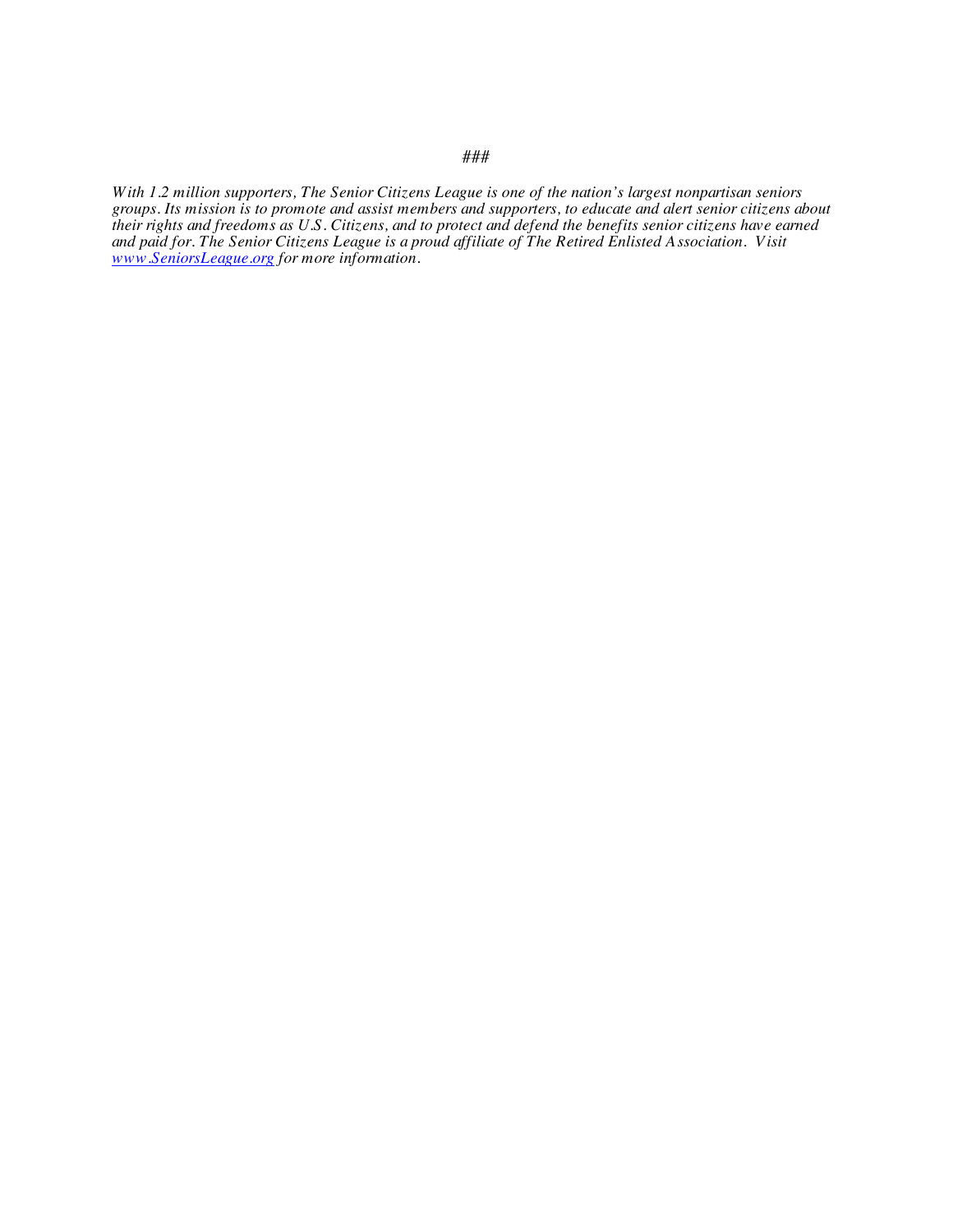###

*With 1.2 million supporters, The Senior Citizens League is one of the nation's largest nonpartisan seniors groups. Its mission is to promote and assist members and supporters, to educate and alert senior citizens about their rights and freedoms as U.S. Citizens, and to protect and defend the benefits senior citizens have earned and paid for. The Senior Citizens League is a proud affiliate of The Retired Enlisted Association. Visit [www.SeniorsLeague.org](http://www.SeniorsLeague.org) for more information.*